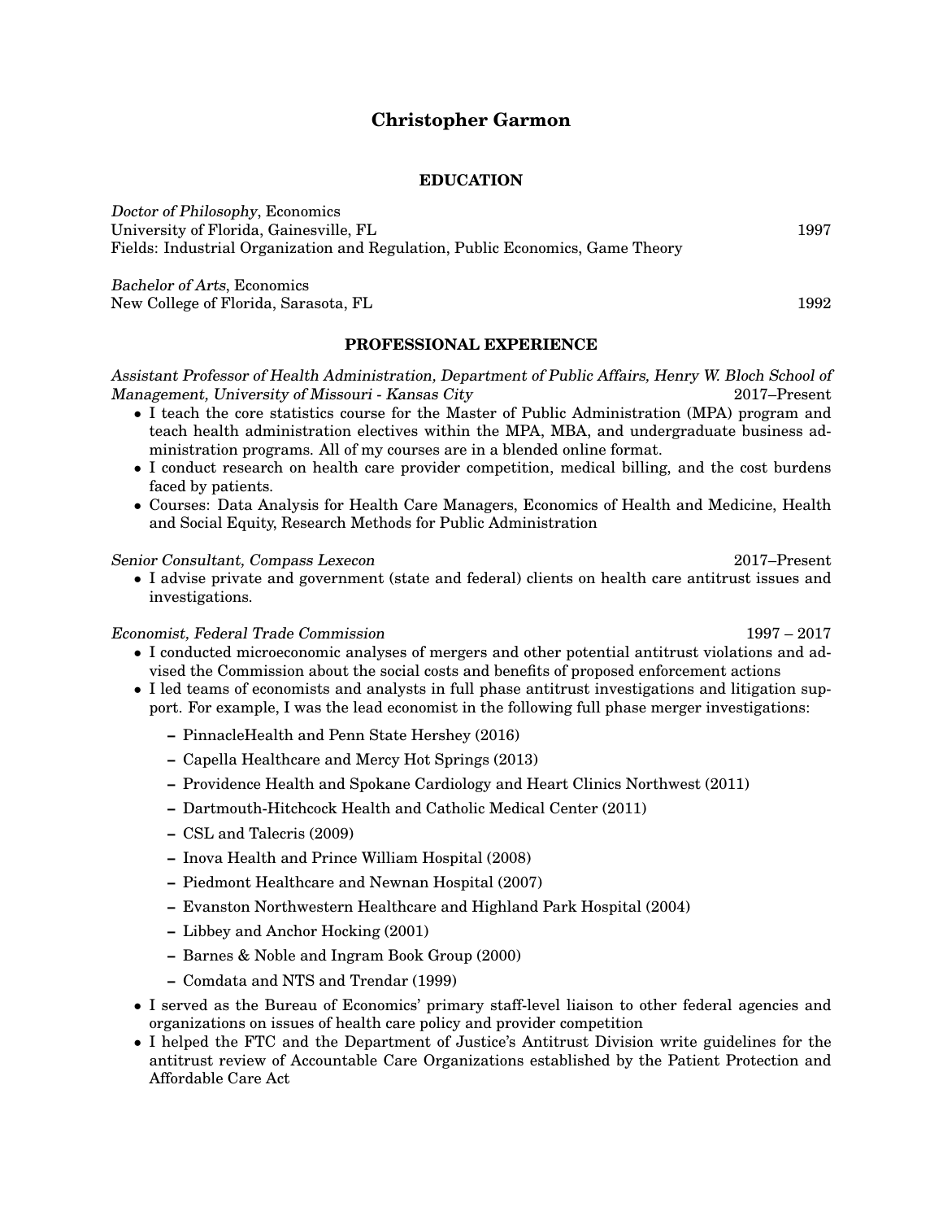# Christopher Garmon

## EDUCATION

*Doctor of Philosophy*, Economics
University of Florida, Gainesville, FL 1997
Fields: Industrial Organization and Regulation, Public Economics, Game Theory

*Bachelor of Arts*, Economics
New College of Florida, Sarasota, FL 1992

## PROFESSIONAL EXPERIENCE

*Assistant Professor of Health Administration, Department of Public Affairs, Henry W. Bloch School of Management, University of Missouri - Kansas City* 2017–Present

- I teach the core statistics course for the Master of Public Administration (MPA) program and teach health administration electives within the MPA, MBA, and undergraduate business administration programs. All of my courses are in a blended online format.
- I conduct research on health care provider competition, medical billing, and the cost burdens faced by patients.
- Courses: Data Analysis for Health Care Managers, Economics of Health and Medicine, Health and Social Equity, Research Methods for Public Administration

*Senior Consultant, Compass Lexecon* 2017–Present

- I advise private and government (state and federal) clients on health care antitrust issues and investigations.

*Economist, Federal Trade Commission* 1997 – 2017

- I conducted microeconomic analyses of mergers and other potential antitrust violations and advised the Commission about the social costs and benefits of proposed enforcement actions
- I led teams of economists and analysts in full phase antitrust investigations and litigation support. For example, I was the lead economist in the following full phase merger investigations:
  - PinnacleHealth and Penn State Hershey (2016)
  - Capella Healthcare and Mercy Hot Springs (2013)
  - Providence Health and Spokane Cardiology and Heart Clinics Northwest (2011)
  - Dartmouth-Hitchcock Health and Catholic Medical Center (2011)
  - CSL and Talecris (2009)
  - Inova Health and Prince William Hospital (2008)
  - Piedmont Healthcare and Newnan Hospital (2007)
  - Evanston Northwestern Healthcare and Highland Park Hospital (2004)
  - Libbey and Anchor Hocking (2001)
  - Barnes & Noble and Ingram Book Group (2000)
  - Comdata and NTS and Trendar (1999)
- I served as the Bureau of Economics' primary staff-level liaison to other federal agencies and organizations on issues of health care policy and provider competition
- I helped the FTC and the Department of Justice's Antitrust Division write guidelines for the antitrust review of Accountable Care Organizations established by the Patient Protection and Affordable Care Act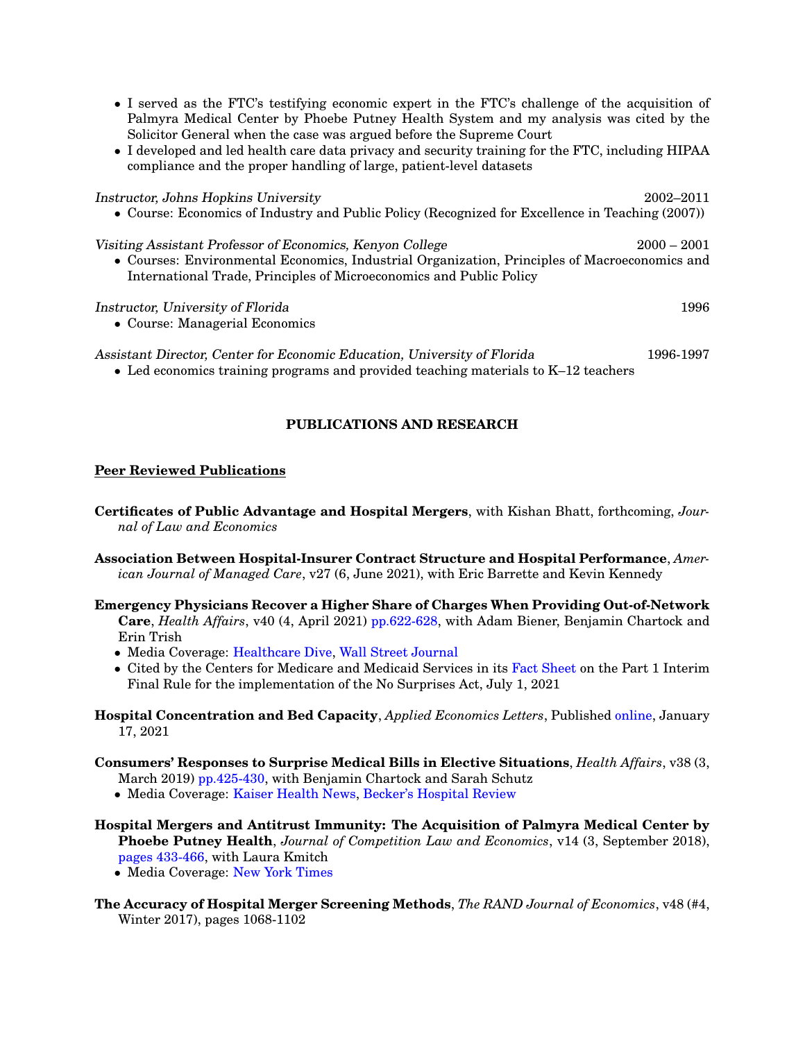- I served as the FTC's testifying economic expert in the FTC's challenge of the acquisition of Palmyra Medical Center by Phoebe Putney Health System and my analysis was cited by the Solicitor General when the case was argued before the Supreme Court
- I developed and led health care data privacy and security training for the FTC, including HIPAA compliance and the proper handling of large, patient-level datasets

*Instructor, Johns Hopkins University* 2002–2011

- Course: Economics of Industry and Public Policy (Recognized for Excellence in Teaching (2007))

*Visiting Assistant Professor of Economics, Kenyon College* 2000 – 2001

- Courses: Environmental Economics, Industrial Organization, Principles of Macroeconomics and International Trade, Principles of Microeconomics and Public Policy

*Instructor, University of Florida* 1996

- Course: Managerial Economics

*Assistant Director, Center for Economic Education, University of Florida* 1996-1997

- Led economics training programs and provided teaching materials to K–12 teachers

## PUBLICATIONS AND RESEARCH

### Peer Reviewed Publications

**Certificates of Public Advantage and Hospital Mergers**, with Kishan Bhatt, forthcoming, *Journal of Law and Economics*

**Association Between Hospital-Insurer Contract Structure and Hospital Performance**, *American Journal of Managed Care*, v27 (6, June 2021), with Eric Barrette and Kevin Kennedy

**Emergency Physicians Recover a Higher Share of Charges When Providing Out-of-Network Care**, *Health Affairs*, v40 (4, April 2021) pp.622-628, with Adam Biener, Benjamin Chartock and Erin Trish

- Media Coverage: Healthcare Dive, Wall Street Journal
- Cited by the Centers for Medicare and Medicaid Services in its Fact Sheet on the Part 1 Interim Final Rule for the implementation of the No Surprises Act, July 1, 2021

**Hospital Concentration and Bed Capacity**, *Applied Economics Letters*, Published online, January 17, 2021

**Consumers' Responses to Surprise Medical Bills in Elective Situations**, *Health Affairs*, v38 (3, March 2019) pp.425-430, with Benjamin Chartock and Sarah Schutz

- Media Coverage: Kaiser Health News, Becker's Hospital Review

**Hospital Mergers and Antitrust Immunity: The Acquisition of Palmyra Medical Center by Phoebe Putney Health**, *Journal of Competition Law and Economics*, v14 (3, September 2018), pages 433-466, with Laura Kmitch

- Media Coverage: New York Times

**The Accuracy of Hospital Merger Screening Methods**, *The RAND Journal of Economics*, v48 (#4, Winter 2017), pages 1068-1102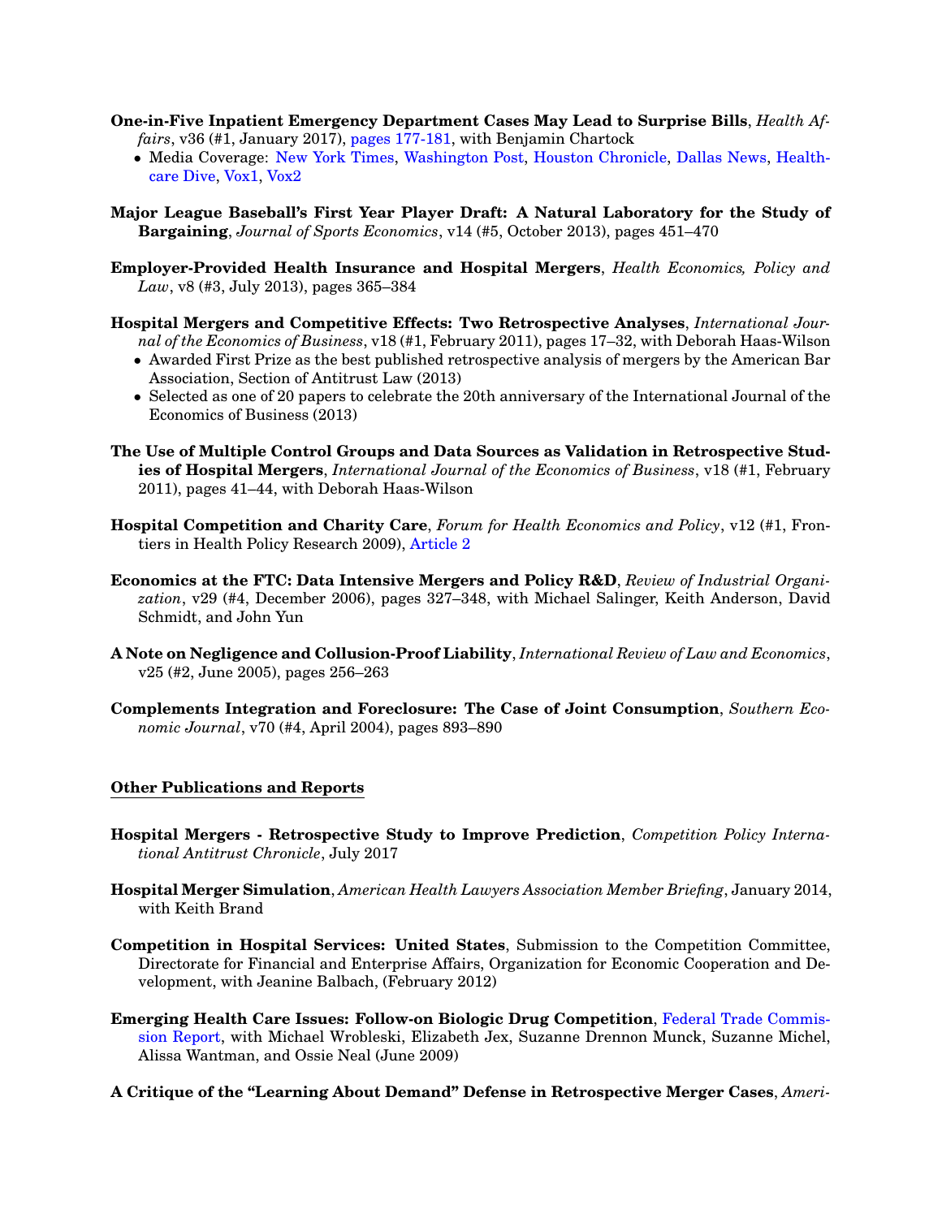**One-in-Five Inpatient Emergency Department Cases May Lead to Surprise Bills**, *Health Affairs*, v36 (#1, January 2017), pages 177-181, with Benjamin Chartock

- Media Coverage: New York Times, Washington Post, Houston Chronicle, Dallas News, Healthcare Dive, Vox1, Vox2

**Major League Baseball's First Year Player Draft: A Natural Laboratory for the Study of Bargaining**, *Journal of Sports Economics*, v14 (#5, October 2013), pages 451–470

**Employer-Provided Health Insurance and Hospital Mergers**, *Health Economics, Policy and Law*, v8 (#3, July 2013), pages 365–384

**Hospital Mergers and Competitive Effects: Two Retrospective Analyses**, *International Journal of the Economics of Business*, v18 (#1, February 2011), pages 17–32, with Deborah Haas-Wilson

- Awarded First Prize as the best published retrospective analysis of mergers by the American Bar Association, Section of Antitrust Law (2013)
- Selected as one of 20 papers to celebrate the 20th anniversary of the International Journal of the Economics of Business (2013)

**The Use of Multiple Control Groups and Data Sources as Validation in Retrospective Studies of Hospital Mergers**, *International Journal of the Economics of Business*, v18 (#1, February 2011), pages 41–44, with Deborah Haas-Wilson

**Hospital Competition and Charity Care**, *Forum for Health Economics and Policy*, v12 (#1, Frontiers in Health Policy Research 2009), Article 2

**Economics at the FTC: Data Intensive Mergers and Policy R&D**, *Review of Industrial Organization*, v29 (#4, December 2006), pages 327–348, with Michael Salinger, Keith Anderson, David Schmidt, and John Yun

**A Note on Negligence and Collusion-Proof Liability**, *International Review of Law and Economics*, v25 (#2, June 2005), pages 256–263

**Complements Integration and Foreclosure: The Case of Joint Consumption**, *Southern Economic Journal*, v70 (#4, April 2004), pages 893–890

## Other Publications and Reports

**Hospital Mergers - Retrospective Study to Improve Prediction**, *Competition Policy International Antitrust Chronicle*, July 2017

**Hospital Merger Simulation**, *American Health Lawyers Association Member Briefing*, January 2014, with Keith Brand

**Competition in Hospital Services: United States**, Submission to the Competition Committee, Directorate for Financial and Enterprise Affairs, Organization for Economic Cooperation and Development, with Jeanine Balbach, (February 2012)

**Emerging Health Care Issues: Follow-on Biologic Drug Competition**, Federal Trade Commission Report, with Michael Wrobleski, Elizabeth Jex, Suzanne Drennon Munck, Suzanne Michel, Alissa Wantman, and Ossie Neal (June 2009)

**A Critique of the "Learning About Demand" Defense in Retrospective Merger Cases**, *Ameri-*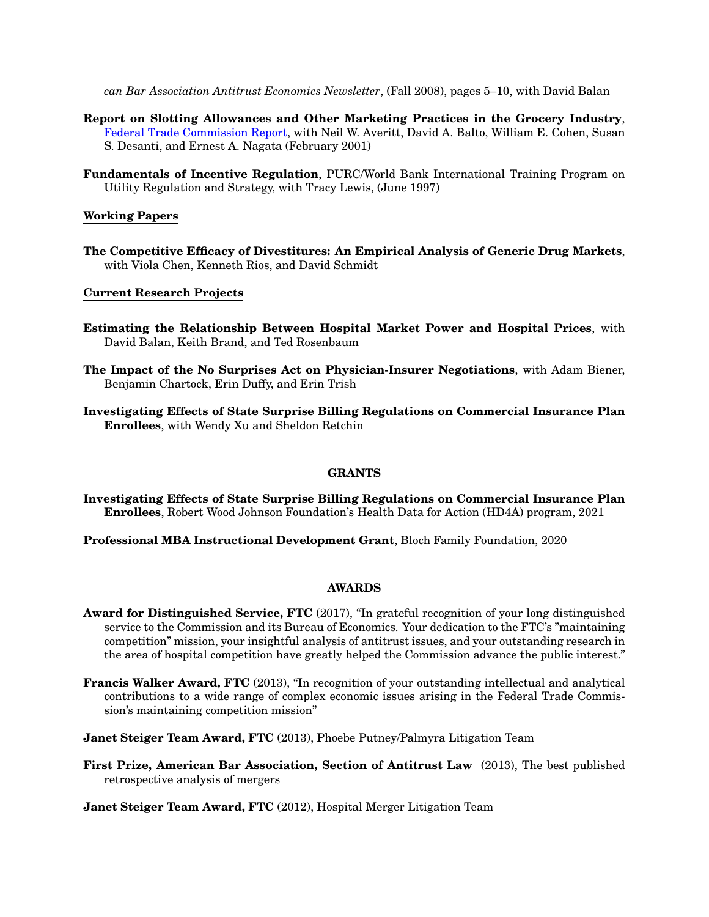*can Bar Association Antitrust Economics Newsletter*, (Fall 2008), pages 5–10, with David Balan

**Report on Slotting Allowances and Other Marketing Practices in the Grocery Industry**, Federal Trade Commission Report, with Neil W. Averitt, David A. Balto, William E. Cohen, Susan S. Desanti, and Ernest A. Nagata (February 2001)

**Fundamentals of Incentive Regulation**, PURC/World Bank International Training Program on Utility Regulation and Strategy, with Tracy Lewis, (June 1997)

## Working Papers

**The Competitive Efficacy of Divestitures: An Empirical Analysis of Generic Drug Markets**, with Viola Chen, Kenneth Rios, and David Schmidt

## Current Research Projects

**Estimating the Relationship Between Hospital Market Power and Hospital Prices**, with David Balan, Keith Brand, and Ted Rosenbaum

**The Impact of the No Surprises Act on Physician-Insurer Negotiations**, with Adam Biener, Benjamin Chartock, Erin Duffy, and Erin Trish

**Investigating Effects of State Surprise Billing Regulations on Commercial Insurance Plan Enrollees**, with Wendy Xu and Sheldon Retchin

# GRANTS

**Investigating Effects of State Surprise Billing Regulations on Commercial Insurance Plan Enrollees**, Robert Wood Johnson Foundation's Health Data for Action (HD4A) program, 2021

**Professional MBA Instructional Development Grant**, Bloch Family Foundation, 2020

# AWARDS

**Award for Distinguished Service, FTC** (2017), "In grateful recognition of your long distinguished service to the Commission and its Bureau of Economics. Your dedication to the FTC's "maintaining competition" mission, your insightful analysis of antitrust issues, and your outstanding research in the area of hospital competition have greatly helped the Commission advance the public interest."

**Francis Walker Award, FTC** (2013), "In recognition of your outstanding intellectual and analytical contributions to a wide range of complex economic issues arising in the Federal Trade Commission's maintaining competition mission"

**Janet Steiger Team Award, FTC** (2013), Phoebe Putney/Palmyra Litigation Team

**First Prize, American Bar Association, Section of Antitrust Law** (2013), The best published retrospective analysis of mergers

**Janet Steiger Team Award, FTC** (2012), Hospital Merger Litigation Team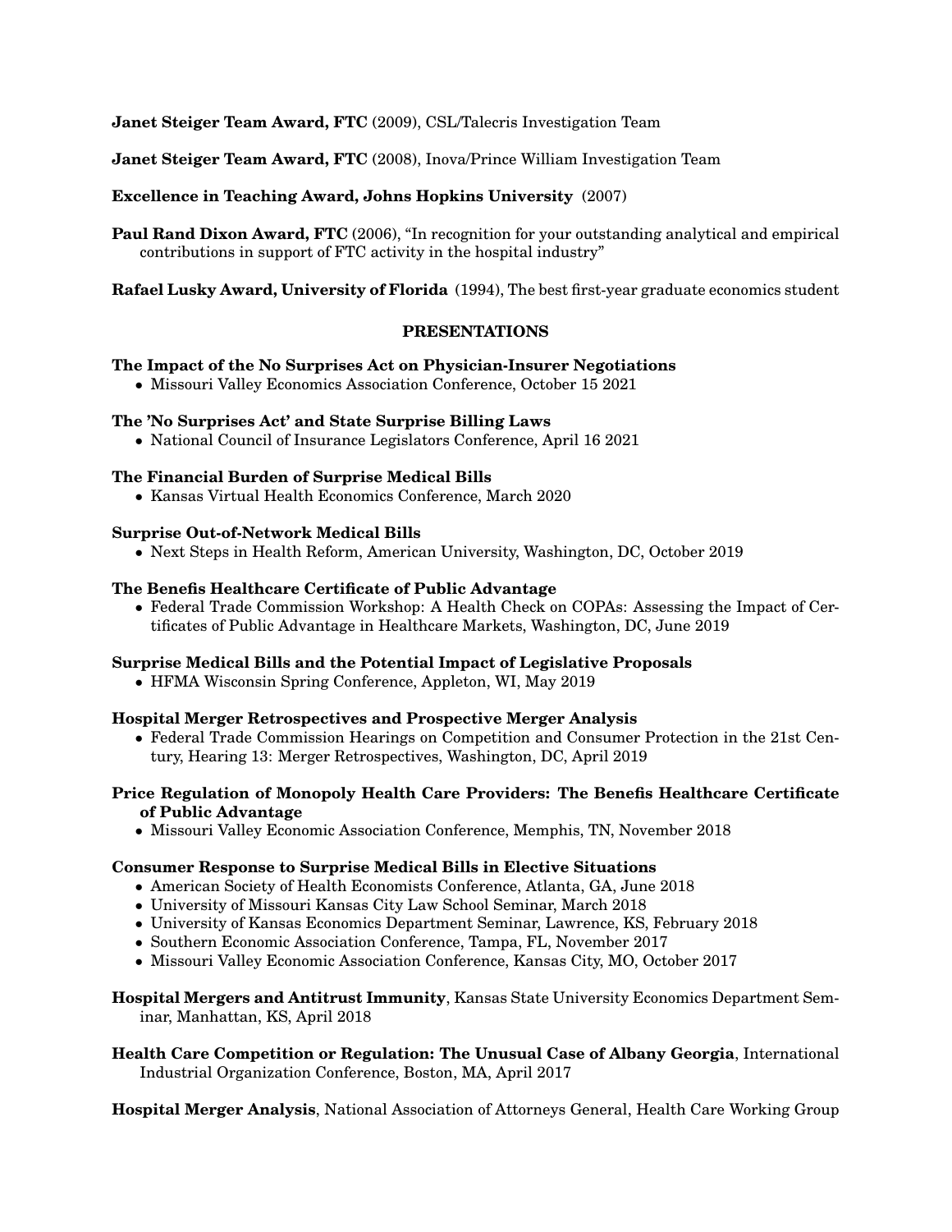**Janet Steiger Team Award, FTC** (2009), CSL/Talecris Investigation Team

**Janet Steiger Team Award, FTC** (2008), Inova/Prince William Investigation Team

**Excellence in Teaching Award, Johns Hopkins University** (2007)

**Paul Rand Dixon Award, FTC** (2006), "In recognition for your outstanding analytical and empirical contributions in support of FTC activity in the hospital industry"

**Rafael Lusky Award, University of Florida** (1994), The best first-year graduate economics student

## PRESENTATIONS

**The Impact of the No Surprises Act on Physician-Insurer Negotiations**
- Missouri Valley Economics Association Conference, October 15 2021

**The 'No Surprises Act' and State Surprise Billing Laws**
- National Council of Insurance Legislators Conference, April 16 2021

**The Financial Burden of Surprise Medical Bills**
- Kansas Virtual Health Economics Conference, March 2020

**Surprise Out-of-Network Medical Bills**
- Next Steps in Health Reform, American University, Washington, DC, October 2019

**The Benefis Healthcare Certificate of Public Advantage**
- Federal Trade Commission Workshop: A Health Check on COPAs: Assessing the Impact of Certificates of Public Advantage in Healthcare Markets, Washington, DC, June 2019

**Surprise Medical Bills and the Potential Impact of Legislative Proposals**
- HFMA Wisconsin Spring Conference, Appleton, WI, May 2019

**Hospital Merger Retrospectives and Prospective Merger Analysis**
- Federal Trade Commission Hearings on Competition and Consumer Protection in the 21st Century, Hearing 13: Merger Retrospectives, Washington, DC, April 2019

**Price Regulation of Monopoly Health Care Providers: The Benefis Healthcare Certificate of Public Advantage**
- Missouri Valley Economic Association Conference, Memphis, TN, November 2018

**Consumer Response to Surprise Medical Bills in Elective Situations**
- American Society of Health Economists Conference, Atlanta, GA, June 2018
- University of Missouri Kansas City Law School Seminar, March 2018
- University of Kansas Economics Department Seminar, Lawrence, KS, February 2018
- Southern Economic Association Conference, Tampa, FL, November 2017
- Missouri Valley Economic Association Conference, Kansas City, MO, October 2017

**Hospital Mergers and Antitrust Immunity**, Kansas State University Economics Department Seminar, Manhattan, KS, April 2018

**Health Care Competition or Regulation: The Unusual Case of Albany Georgia**, International Industrial Organization Conference, Boston, MA, April 2017

**Hospital Merger Analysis**, National Association of Attorneys General, Health Care Working Group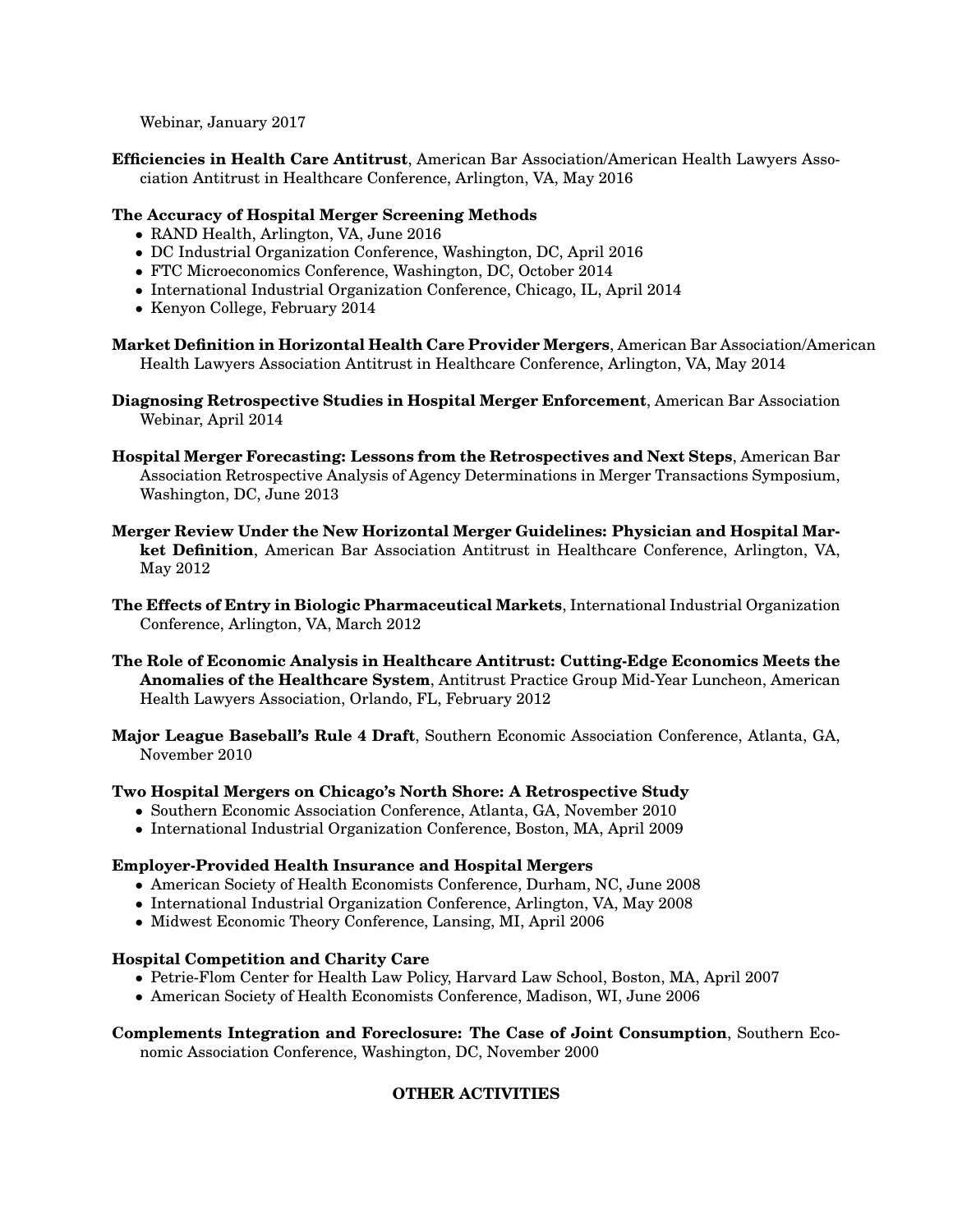Webinar, January 2017

**Efficiencies in Health Care Antitrust**, American Bar Association/American Health Lawyers Association Antitrust in Healthcare Conference, Arlington, VA, May 2016

**The Accuracy of Hospital Merger Screening Methods**

- RAND Health, Arlington, VA, June 2016
- DC Industrial Organization Conference, Washington, DC, April 2016
- FTC Microeconomics Conference, Washington, DC, October 2014
- International Industrial Organization Conference, Chicago, IL, April 2014
- Kenyon College, February 2014

**Market Definition in Horizontal Health Care Provider Mergers**, American Bar Association/American Health Lawyers Association Antitrust in Healthcare Conference, Arlington, VA, May 2014

**Diagnosing Retrospective Studies in Hospital Merger Enforcement**, American Bar Association Webinar, April 2014

**Hospital Merger Forecasting: Lessons from the Retrospectives and Next Steps**, American Bar Association Retrospective Analysis of Agency Determinations in Merger Transactions Symposium, Washington, DC, June 2013

**Merger Review Under the New Horizontal Merger Guidelines: Physician and Hospital Market Definition**, American Bar Association Antitrust in Healthcare Conference, Arlington, VA, May 2012

**The Effects of Entry in Biologic Pharmaceutical Markets**, International Industrial Organization Conference, Arlington, VA, March 2012

**The Role of Economic Analysis in Healthcare Antitrust: Cutting-Edge Economics Meets the Anomalies of the Healthcare System**, Antitrust Practice Group Mid-Year Luncheon, American Health Lawyers Association, Orlando, FL, February 2012

**Major League Baseball's Rule 4 Draft**, Southern Economic Association Conference, Atlanta, GA, November 2010

**Two Hospital Mergers on Chicago's North Shore: A Retrospective Study**

- Southern Economic Association Conference, Atlanta, GA, November 2010
- International Industrial Organization Conference, Boston, MA, April 2009

**Employer-Provided Health Insurance and Hospital Mergers**

- American Society of Health Economists Conference, Durham, NC, June 2008
- International Industrial Organization Conference, Arlington, VA, May 2008
- Midwest Economic Theory Conference, Lansing, MI, April 2006

**Hospital Competition and Charity Care**

- Petrie-Flom Center for Health Law Policy, Harvard Law School, Boston, MA, April 2007
- American Society of Health Economists Conference, Madison, WI, June 2006

**Complements Integration and Foreclosure: The Case of Joint Consumption**, Southern Economic Association Conference, Washington, DC, November 2000

## OTHER ACTIVITIES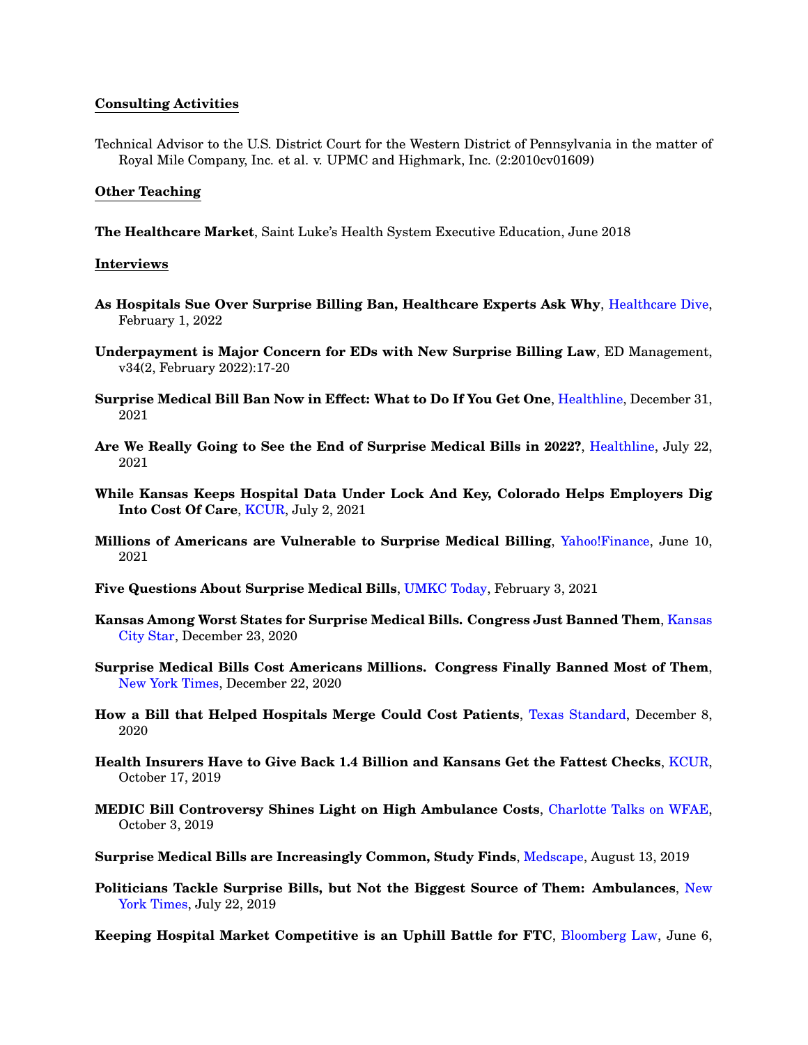## Consulting Activities

Technical Advisor to the U.S. District Court for the Western District of Pennsylvania in the matter of Royal Mile Company, Inc. et al. v. UPMC and Highmark, Inc. (2:2010cv01609)

## Other Teaching

**The Healthcare Market**, Saint Luke's Health System Executive Education, June 2018

## Interviews

**As Hospitals Sue Over Surprise Billing Ban, Healthcare Experts Ask Why**, Healthcare Dive, February 1, 2022

**Underpayment is Major Concern for EDs with New Surprise Billing Law**, ED Management, v34(2, February 2022):17-20

**Surprise Medical Bill Ban Now in Effect: What to Do If You Get One**, Healthline, December 31, 2021

**Are We Really Going to See the End of Surprise Medical Bills in 2022?**, Healthline, July 22, 2021

**While Kansas Keeps Hospital Data Under Lock And Key, Colorado Helps Employers Dig Into Cost Of Care**, KCUR, July 2, 2021

**Millions of Americans are Vulnerable to Surprise Medical Billing**, Yahoo!Finance, June 10, 2021

**Five Questions About Surprise Medical Bills**, UMKC Today, February 3, 2021

**Kansas Among Worst States for Surprise Medical Bills. Congress Just Banned Them**, Kansas City Star, December 23, 2020

**Surprise Medical Bills Cost Americans Millions. Congress Finally Banned Most of Them**, New York Times, December 22, 2020

**How a Bill that Helped Hospitals Merge Could Cost Patients**, Texas Standard, December 8, 2020

**Health Insurers Have to Give Back 1.4 Billion and Kansans Get the Fattest Checks**, KCUR, October 17, 2019

**MEDIC Bill Controversy Shines Light on High Ambulance Costs**, Charlotte Talks on WFAE, October 3, 2019

**Surprise Medical Bills are Increasingly Common, Study Finds**, Medscape, August 13, 2019

**Politicians Tackle Surprise Bills, but Not the Biggest Source of Them: Ambulances**, New York Times, July 22, 2019

**Keeping Hospital Market Competitive is an Uphill Battle for FTC**, Bloomberg Law, June 6,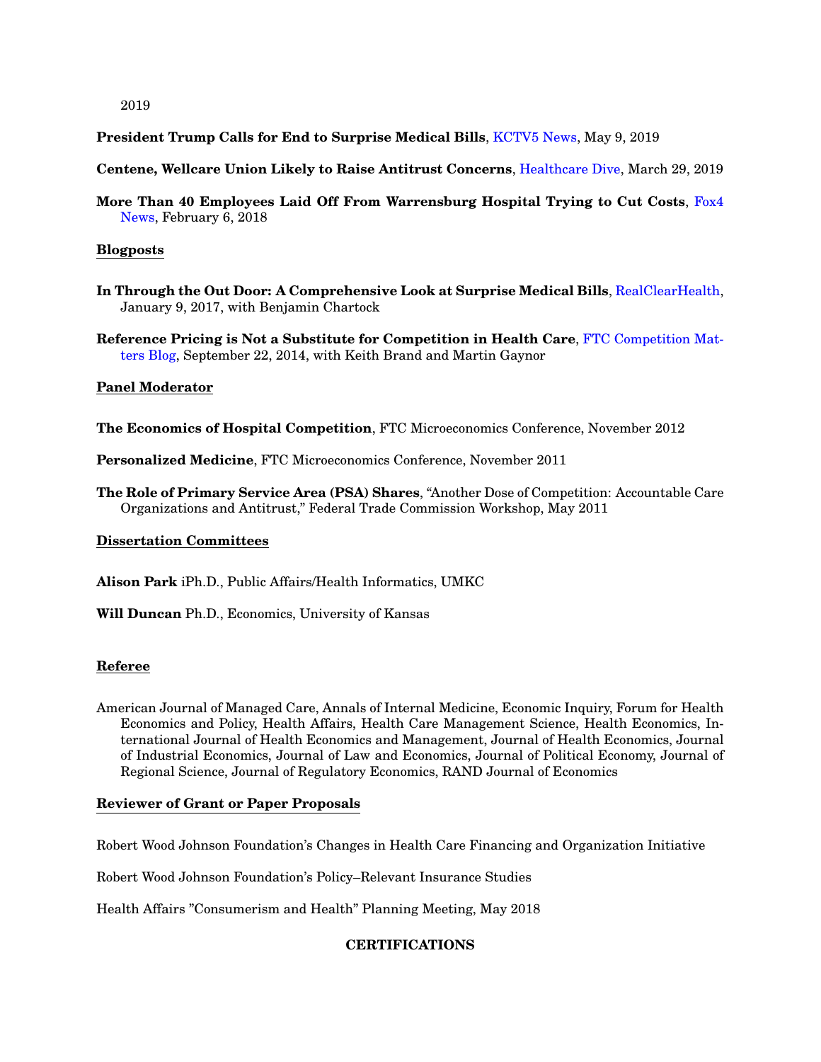2019

**President Trump Calls for End to Surprise Medical Bills**, KCTV5 News, May 9, 2019

**Centene, Wellcare Union Likely to Raise Antitrust Concerns**, Healthcare Dive, March 29, 2019

**More Than 40 Employees Laid Off From Warrensburg Hospital Trying to Cut Costs**, Fox4 News, February 6, 2018

**Blogposts**

**In Through the Out Door: A Comprehensive Look at Surprise Medical Bills**, RealClearHealth, January 9, 2017, with Benjamin Chartock

**Reference Pricing is Not a Substitute for Competition in Health Care**, FTC Competition Matters Blog, September 22, 2014, with Keith Brand and Martin Gaynor

**Panel Moderator**

**The Economics of Hospital Competition**, FTC Microeconomics Conference, November 2012

**Personalized Medicine**, FTC Microeconomics Conference, November 2011

**The Role of Primary Service Area (PSA) Shares**, "Another Dose of Competition: Accountable Care Organizations and Antitrust," Federal Trade Commission Workshop, May 2011

**Dissertation Committees**

**Alison Park** iPh.D., Public Affairs/Health Informatics, UMKC

**Will Duncan** Ph.D., Economics, University of Kansas

**Referee**

American Journal of Managed Care, Annals of Internal Medicine, Economic Inquiry, Forum for Health Economics and Policy, Health Affairs, Health Care Management Science, Health Economics, International Journal of Health Economics and Management, Journal of Health Economics, Journal of Industrial Economics, Journal of Law and Economics, Journal of Political Economy, Journal of Regional Science, Journal of Regulatory Economics, RAND Journal of Economics

**Reviewer of Grant or Paper Proposals**

Robert Wood Johnson Foundation's Changes in Health Care Financing and Organization Initiative

Robert Wood Johnson Foundation's Policy–Relevant Insurance Studies

Health Affairs "Consumerism and Health" Planning Meeting, May 2018

## CERTIFICATIONS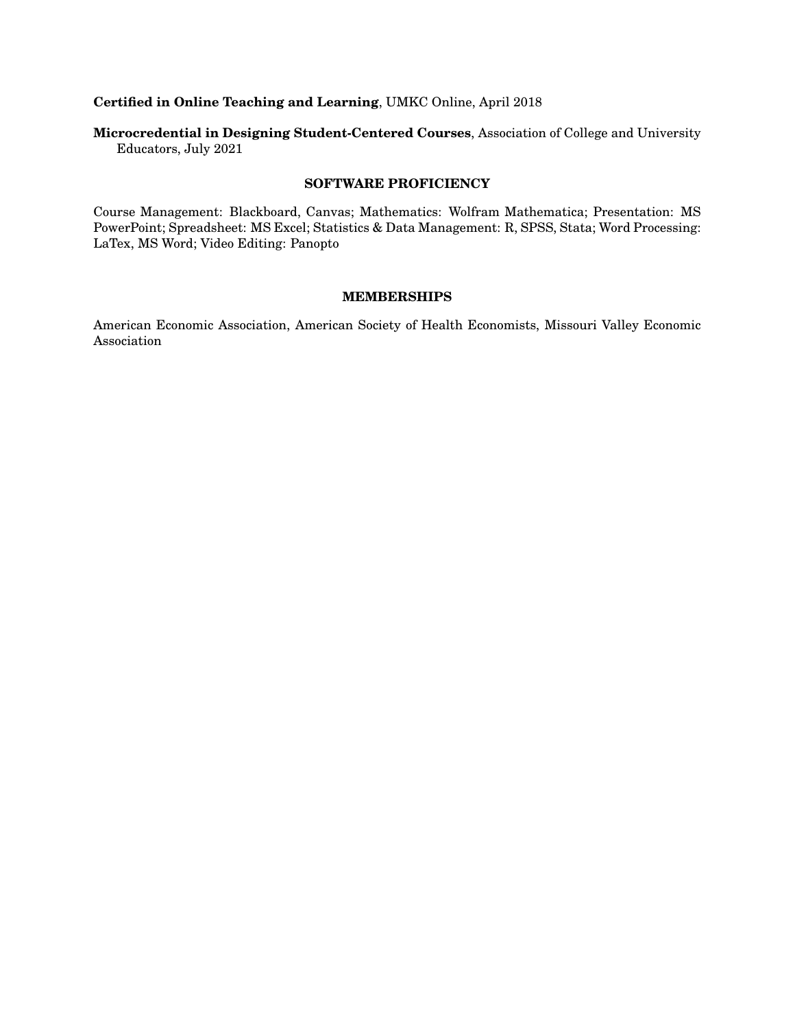**Certified in Online Teaching and Learning**, UMKC Online, April 2018

**Microcredential in Designing Student-Centered Courses**, Association of College and University Educators, July 2021

## SOFTWARE PROFICIENCY

Course Management: Blackboard, Canvas; Mathematics: Wolfram Mathematica; Presentation: MS PowerPoint; Spreadsheet: MS Excel; Statistics & Data Management: R, SPSS, Stata; Word Processing: LaTex, MS Word; Video Editing: Panopto

## MEMBERSHIPS

American Economic Association, American Society of Health Economists, Missouri Valley Economic Association